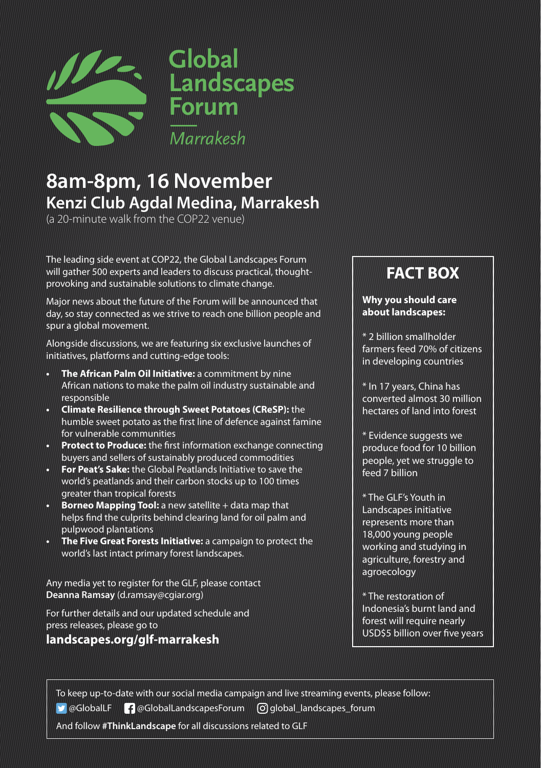# Global Landscapes Forum

*Marrakesh*

## 8am-8pm, 16 November

### Kenzi Club Agdal Medina, Marrakesh

(a 20-minute walk from the COP22 venue)

The leading side event at COP22, the Global Landscapes Forum will gather 500 experts and leaders to discuss practical, thought-provoking and sustainable solutions to climate change.

Major news about the future of the Forum will be announced that day, so stay connected as we strive to reach one billion people and spur a global movement.

Alongside discussions, we are featuring six exclusive launches of initiatives, platforms and cutting-edge tools:

- **The African Palm Oil Initiative:** a commitment by nine African nations to make the palm oil industry sustainable and responsible
- **Climate Resilience through Sweet Potatoes (CReSP):** the humble sweet potato as the first line of defence against famine for vulnerable communities
- **Protect to Produce:** the first information exchange connecting buyers and sellers of sustainably produced commodities
- **For Peat's Sake:** the Global Peatlands Initiative to save the world's peatlands and their carbon stocks up to 100 times greater than tropical forests
- **Borneo Mapping Tool:** a new satellite + data map that helps find the culprits behind clearing land for oil palm and pulpwood plantations
- **The Five Great Forests Initiative:** a campaign to protect the world's last intact primary forest landscapes.

Any media yet to register for the GLF, please contact **Deanna Ramsay** (d.ramsay@cgiar.org)

For further details and our updated schedule and press releases, please go to

**landscapes.org/glf-marrakesh**

## FACT BOX

**Why you should care about landscapes:**

* 2 billion smallholder farmers feed 70% of citizens in developing countries

* In 17 years, China has converted almost 30 million hectares of land into forest

* Evidence suggests we produce food for 10 billion people, yet we struggle to feed 7 billion

* The GLF's Youth in Landscapes initiative represents more than 18,000 young people working and studying in agriculture, forestry and agroecology

* The restoration of Indonesia's burnt land and forest will require nearly USD$5 billion over five years

---

To keep up-to-date with our social media campaign and live streaming events, please follow:

@GlobalLF @GlobalLandscapesForum global_landscapes_forum

And follow **#ThinkLandscape** for all discussions related to GLF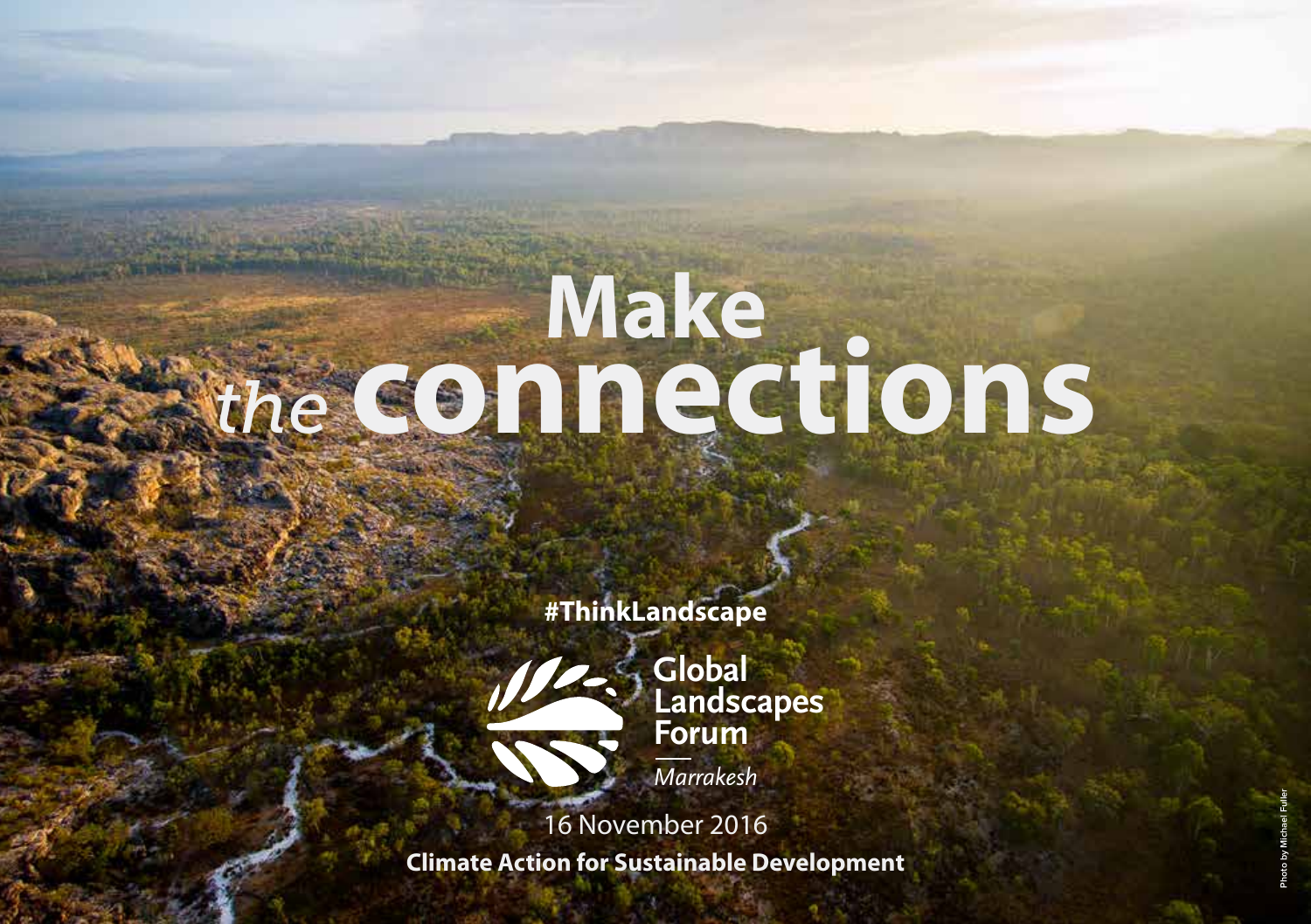# Make *the* connections

#ThinkLandscape

Global Landscapes Forum

*Marrakesh*

16 November 2016

**Climate Action for Sustainable Development**

Photo by Michael Fuller